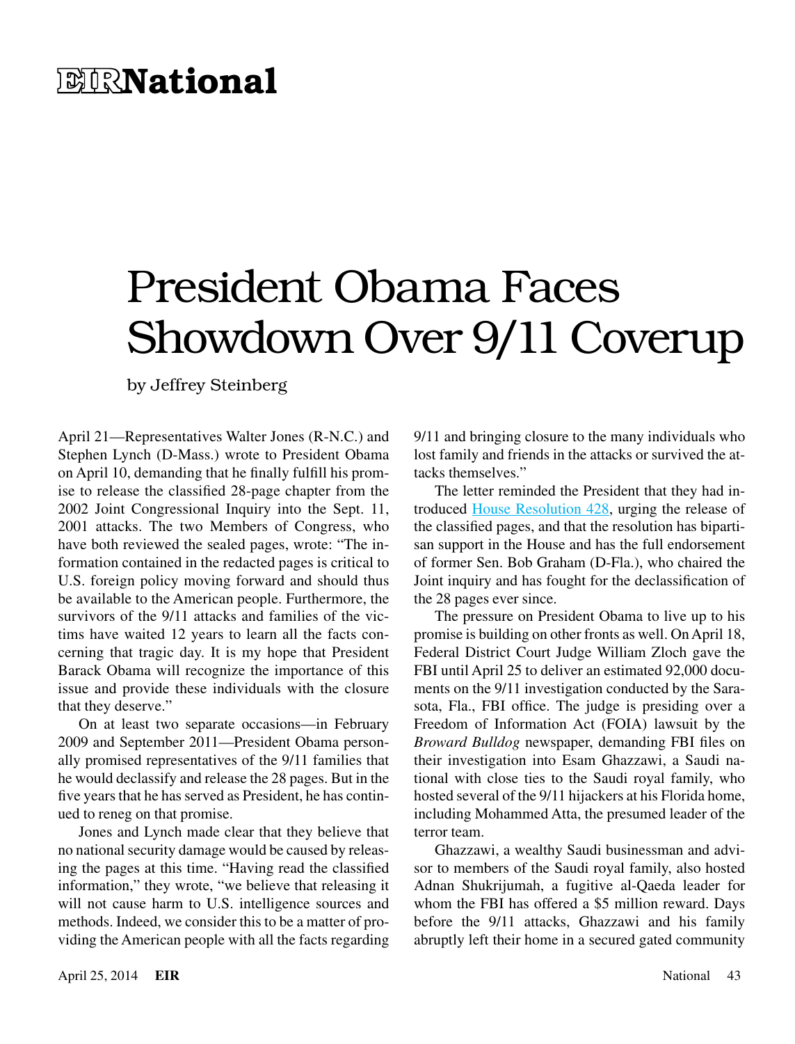# EIR National

# President Obama Faces Showdown Over 9/11 Coverup

by Jeffrey Steinberg

April 21—Representatives Walter Jones (R-N.C.) and Stephen Lynch (D-Mass.) wrote to President Obama on April 10, demanding that he finally fulfill his promise to release the classified 28-page chapter from the 2002 Joint Congressional Inquiry into the Sept. 11, 2001 attacks. The two Members of Congress, who have both reviewed the sealed pages, wrote: "The information contained in the redacted pages is critical to U.S. foreign policy moving forward and should thus be available to the American people. Furthermore, the survivors of the 9/11 attacks and families of the victims have waited 12 years to learn all the facts concerning that tragic day. It is my hope that President Barack Obama will recognize the importance of this issue and provide these individuals with the closure that they deserve."

On at least two separate occasions—in February 2009 and September 2011—President Obama personally promised representatives of the 9/11 families that he would declassify and release the 28 pages. But in the five years that he has served as President, he has continued to reneg on that promise.

Jones and Lynch made clear that they believe that no national security damage would be caused by releasing the pages at this time. "Having read the classified information," they wrote, "we believe that releasing it will not cause harm to U.S. intelligence sources and methods. Indeed, we consider this to be a matter of providing the American people with all the facts regarding 9/11 and bringing closure to the many individuals who lost family and friends in the attacks or survived the attacks themselves."

The letter reminded the President that they had introduced House Resolution 428, urging the release of the classified pages, and that the resolution has bipartisan support in the House and has the full endorsement of former Sen. Bob Graham (D-Fla.), who chaired the Joint inquiry and has fought for the declassification of the 28 pages ever since.

The pressure on President Obama to live up to his promise is building on other fronts as well. On April 18, Federal District Court Judge William Zloch gave the FBI until April 25 to deliver an estimated 92,000 documents on the 9/11 investigation conducted by the Sarasota, Fla., FBI office. The judge is presiding over a Freedom of Information Act (FOIA) lawsuit by the *Broward Bulldog* newspaper, demanding FBI files on their investigation into Esam Ghazzawi, a Saudi national with close ties to the Saudi royal family, who hosted several of the 9/11 hijackers at his Florida home, including Mohammed Atta, the presumed leader of the terror team.

Ghazzawi, a wealthy Saudi businessman and advisor to members of the Saudi royal family, also hosted Adnan Shukrijumah, a fugitive al-Qaeda leader for whom the FBI has offered a $5 million reward. Days before the 9/11 attacks, Ghazzawi and his family abruptly left their home in a secured gated community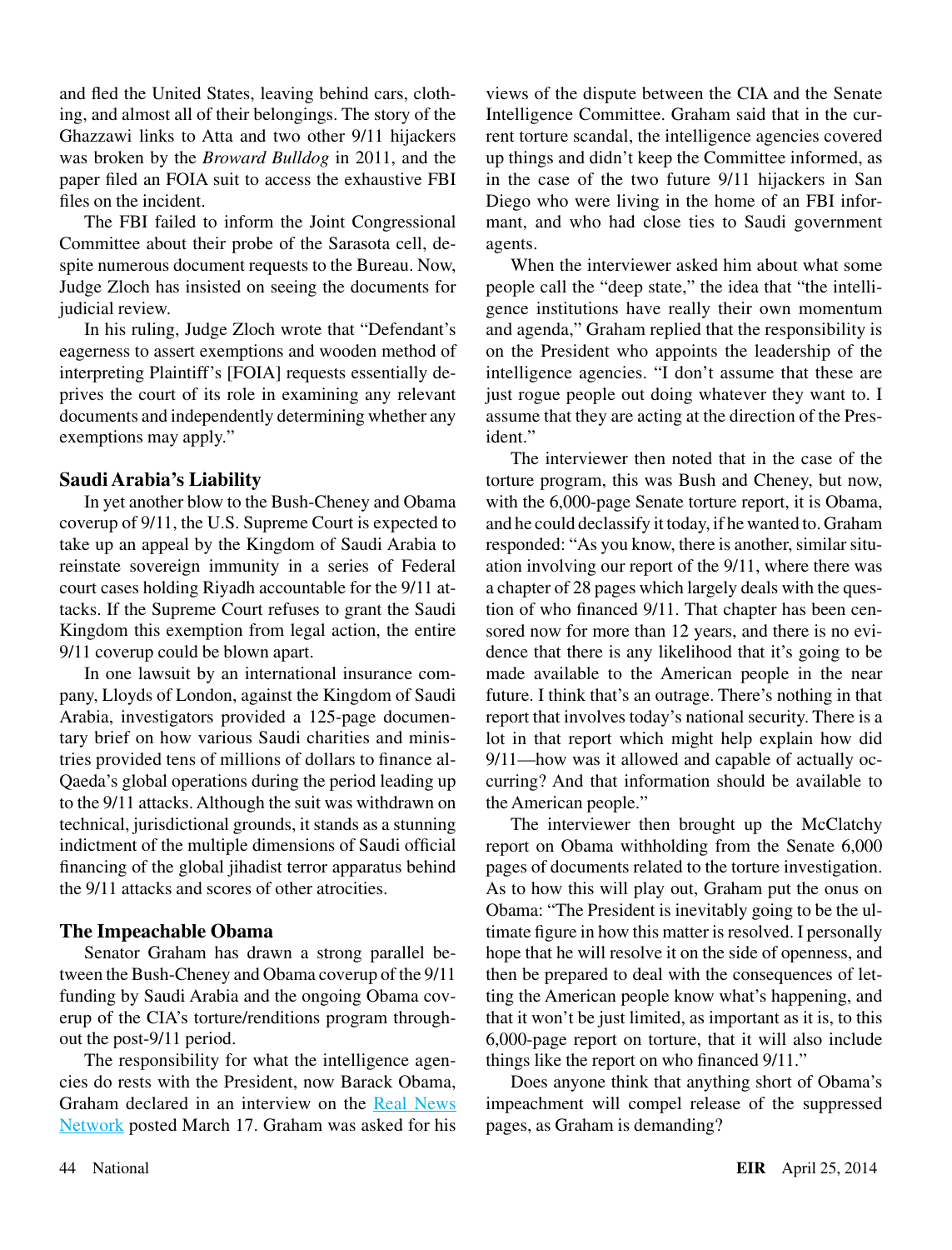and fled the United States, leaving behind cars, clothing, and almost all of their belongings. The story of the Ghazzawi links to Atta and two other 9/11 hijackers was broken by the *Broward Bulldog* in 2011, and the paper filed an FOIA suit to access the exhaustive FBI files on the incident.

The FBI failed to inform the Joint Congressional Committee about their probe of the Sarasota cell, despite numerous document requests to the Bureau. Now, Judge Zloch has insisted on seeing the documents for judicial review.

In his ruling, Judge Zloch wrote that "Defendant's eagerness to assert exemptions and wooden method of interpreting Plaintiff's [FOIA] requests essentially deprives the court of its role in examining any relevant documents and independently determining whether any exemptions may apply."

### Saudi Arabia's Liability

In yet another blow to the Bush-Cheney and Obama coverup of 9/11, the U.S. Supreme Court is expected to take up an appeal by the Kingdom of Saudi Arabia to reinstate sovereign immunity in a series of Federal court cases holding Riyadh accountable for the 9/11 attacks. If the Supreme Court refuses to grant the Saudi Kingdom this exemption from legal action, the entire 9/11 coverup could be blown apart.

In one lawsuit by an international insurance company, Lloyds of London, against the Kingdom of Saudi Arabia, investigators provided a 125-page documentary brief on how various Saudi charities and ministries provided tens of millions of dollars to finance al-Qaeda's global operations during the period leading up to the 9/11 attacks. Although the suit was withdrawn on technical, jurisdictional grounds, it stands as a stunning indictment of the multiple dimensions of Saudi official financing of the global jihadist terror apparatus behind the 9/11 attacks and scores of other atrocities.

### The Impeachable Obama

Senator Graham has drawn a strong parallel between the Bush-Cheney and Obama coverup of the 9/11 funding by Saudi Arabia and the ongoing Obama coverup of the CIA's torture/renditions program throughout the post-9/11 period.

The responsibility for what the intelligence agencies do rests with the President, now Barack Obama, Graham declared in an interview on the Real News Network posted March 17. Graham was asked for his views of the dispute between the CIA and the Senate Intelligence Committee. Graham said that in the current torture scandal, the intelligence agencies covered up things and didn't keep the Committee informed, as in the case of the two future 9/11 hijackers in San Diego who were living in the home of an FBI informant, and who had close ties to Saudi government agents.

When the interviewer asked him about what some people call the "deep state," the idea that "the intelligence institutions have really their own momentum and agenda," Graham replied that the responsibility is on the President who appoints the leadership of the intelligence agencies. "I don't assume that these are just rogue people out doing whatever they want to. I assume that they are acting at the direction of the President."

The interviewer then noted that in the case of the torture program, this was Bush and Cheney, but now, with the 6,000-page Senate torture report, it is Obama, and he could declassify it today, if he wanted to. Graham responded: "As you know, there is another, similar situation involving our report of the 9/11, where there was a chapter of 28 pages which largely deals with the question of who financed 9/11. That chapter has been censored now for more than 12 years, and there is no evidence that there is any likelihood that it's going to be made available to the American people in the near future. I think that's an outrage. There's nothing in that report that involves today's national security. There is a lot in that report which might help explain how did 9/11—how was it allowed and capable of actually occurring? And that information should be available to the American people."

The interviewer then brought up the McClatchy report on Obama withholding from the Senate 6,000 pages of documents related to the torture investigation. As to how this will play out, Graham put the onus on Obama: "The President is inevitably going to be the ultimate figure in how this matter is resolved. I personally hope that he will resolve it on the side of openness, and then be prepared to deal with the consequences of letting the American people know what's happening, and that it won't be just limited, as important as it is, to this 6,000-page report on torture, that it will also include things like the report on who financed 9/11."

Does anyone think that anything short of Obama's impeachment will compel release of the suppressed pages, as Graham is demanding?